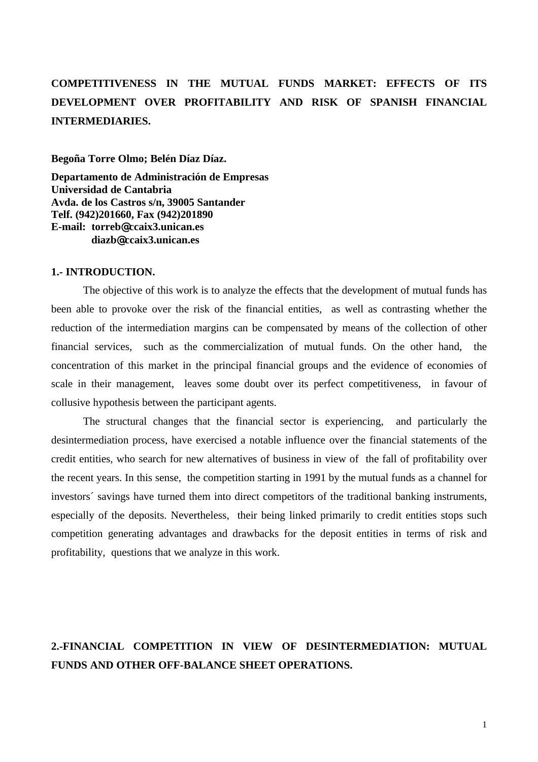# COMPETITIVENESS IN THE MUTUAL FUNDS MARKET: EFFECTS OF ITS DEVELOPMENT OVER PROFITABILITY AND RISK OF SPANISH FINANCIAL INTERMEDIARIES.

**Begoña Torre Olmo; Belén Díaz Díaz.**

**Departamento de Administración de Empresas**
**Universidad de Cantabria**
**Avda. de los Castros s/n, 39005 Santander**
**Telf. (942)201660, Fax (942)201890**
**E-mail: torreb@ccaix3.unican.es**
**diazb@ccaix3.unican.es**

## 1.- INTRODUCTION.

The objective of this work is to analyze the effects that the development of mutual funds has been able to provoke over the risk of the financial entities, as well as contrasting whether the reduction of the intermediation margins can be compensated by means of the collection of other financial services, such as the commercialization of mutual funds. On the other hand, the concentration of this market in the principal financial groups and the evidence of economies of scale in their management, leaves some doubt over its perfect competitiveness, in favour of collusive hypothesis between the participant agents.

The structural changes that the financial sector is experiencing, and particularly the desintermediation process, have exercised a notable influence over the financial statements of the credit entities, who search for new alternatives of business in view of the fall of profitability over the recent years. In this sense, the competition starting in 1991 by the mutual funds as a channel for investors´ savings have turned them into direct competitors of the traditional banking instruments, especially of the deposits. Nevertheless, their being linked primarily to credit entities stops such competition generating advantages and drawbacks for the deposit entities in terms of risk and profitability, questions that we analyze in this work.

## 2.-FINANCIAL COMPETITION IN VIEW OF DESINTERMEDIATION: MUTUAL FUNDS AND OTHER OFF-BALANCE SHEET OPERATIONS.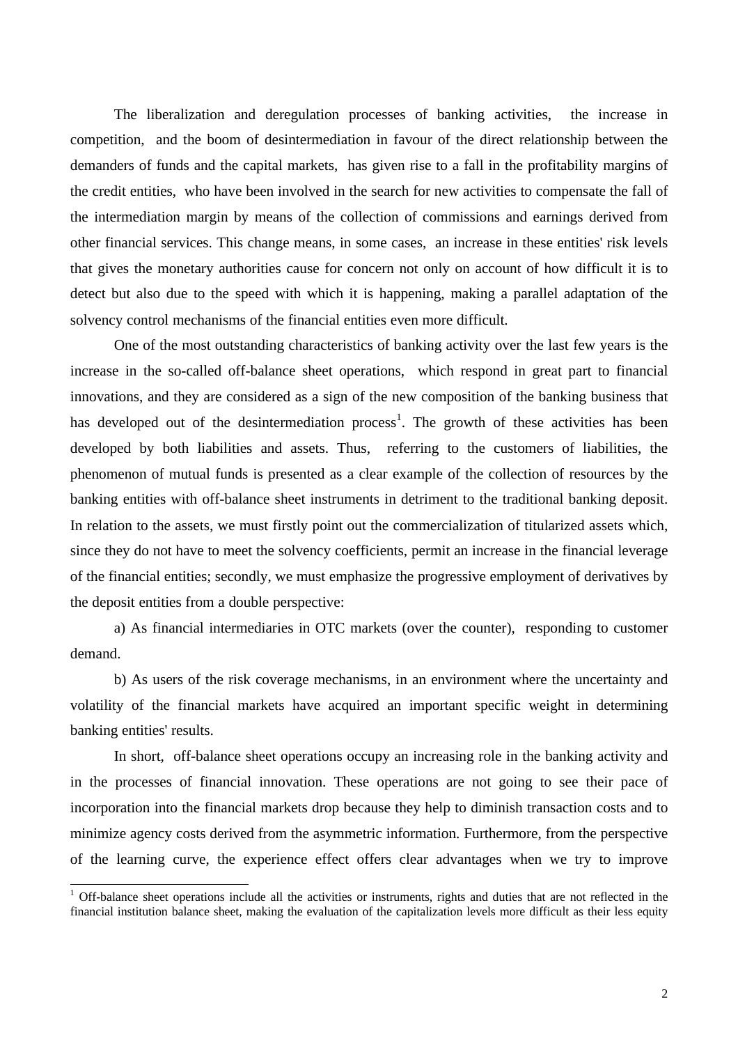The liberalization and deregulation processes of banking activities, the increase in competition, and the boom of desintermediation in favour of the direct relationship between the demanders of funds and the capital markets, has given rise to a fall in the profitability margins of the credit entities, who have been involved in the search for new activities to compensate the fall of the intermediation margin by means of the collection of commissions and earnings derived from other financial services. This change means, in some cases, an increase in these entities' risk levels that gives the monetary authorities cause for concern not only on account of how difficult it is to detect but also due to the speed with which it is happening, making a parallel adaptation of the solvency control mechanisms of the financial entities even more difficult.

One of the most outstanding characteristics of banking activity over the last few years is the increase in the so-called off-balance sheet operations, which respond in great part to financial innovations, and they are considered as a sign of the new composition of the banking business that has developed out of the desintermediation process[1]. The growth of these activities has been developed by both liabilities and assets. Thus, referring to the customers of liabilities, the phenomenon of mutual funds is presented as a clear example of the collection of resources by the banking entities with off-balance sheet instruments in detriment to the traditional banking deposit. In relation to the assets, we must firstly point out the commercialization of titularized assets which, since they do not have to meet the solvency coefficients, permit an increase in the financial leverage of the financial entities; secondly, we must emphasize the progressive employment of derivatives by the deposit entities from a double perspective:

a) As financial intermediaries in OTC markets (over the counter), responding to customer demand.

b) As users of the risk coverage mechanisms, in an environment where the uncertainty and volatility of the financial markets have acquired an important specific weight in determining banking entities' results.

In short, off-balance sheet operations occupy an increasing role in the banking activity and in the processes of financial innovation. These operations are not going to see their pace of incorporation into the financial markets drop because they help to diminish transaction costs and to minimize agency costs derived from the asymmetric information. Furthermore, from the perspective of the learning curve, the experience effect offers clear advantages when we try to improve

[1] Off-balance sheet operations include all the activities or instruments, rights and duties that are not reflected in the financial institution balance sheet, making the evaluation of the capitalization levels more difficult as their less equity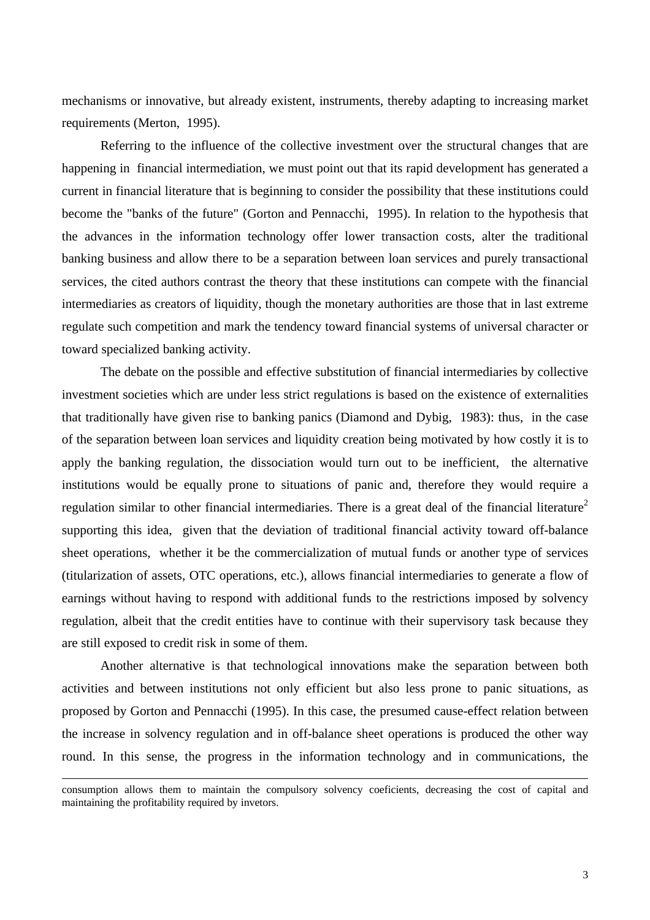mechanisms or innovative, but already existent, instruments, thereby adapting to increasing market requirements (Merton, 1995).

Referring to the influence of the collective investment over the structural changes that are happening in financial intermediation, we must point out that its rapid development has generated a current in financial literature that is beginning to consider the possibility that these institutions could become the "banks of the future" (Gorton and Pennacchi, 1995). In relation to the hypothesis that the advances in the information technology offer lower transaction costs, alter the traditional banking business and allow there to be a separation between loan services and purely transactional services, the cited authors contrast the theory that these institutions can compete with the financial intermediaries as creators of liquidity, though the monetary authorities are those that in last extreme regulate such competition and mark the tendency toward financial systems of universal character or toward specialized banking activity.

The debate on the possible and effective substitution of financial intermediaries by collective investment societies which are under less strict regulations is based on the existence of externalities that traditionally have given rise to banking panics (Diamond and Dybig, 1983): thus, in the case of the separation between loan services and liquidity creation being motivated by how costly it is to apply the banking regulation, the dissociation would turn out to be inefficient, the alternative institutions would be equally prone to situations of panic and, therefore they would require a regulation similar to other financial intermediaries. There is a great deal of the financial literature[2] supporting this idea, given that the deviation of traditional financial activity toward off-balance sheet operations, whether it be the commercialization of mutual funds or another type of services (titularization of assets, OTC operations, etc.), allows financial intermediaries to generate a flow of earnings without having to respond with additional funds to the restrictions imposed by solvency regulation, albeit that the credit entities have to continue with their supervisory task because they are still exposed to credit risk in some of them.

Another alternative is that technological innovations make the separation between both activities and between institutions not only efficient but also less prone to panic situations, as proposed by Gorton and Pennacchi (1995). In this case, the presumed cause-effect relation between the increase in solvency regulation and in off-balance sheet operations is produced the other way round. In this sense, the progress in the information technology and in communications, the

---

consumption allows them to maintain the compulsory solvency coeficients, decreasing the cost of capital and maintaining the profitability required by invetors.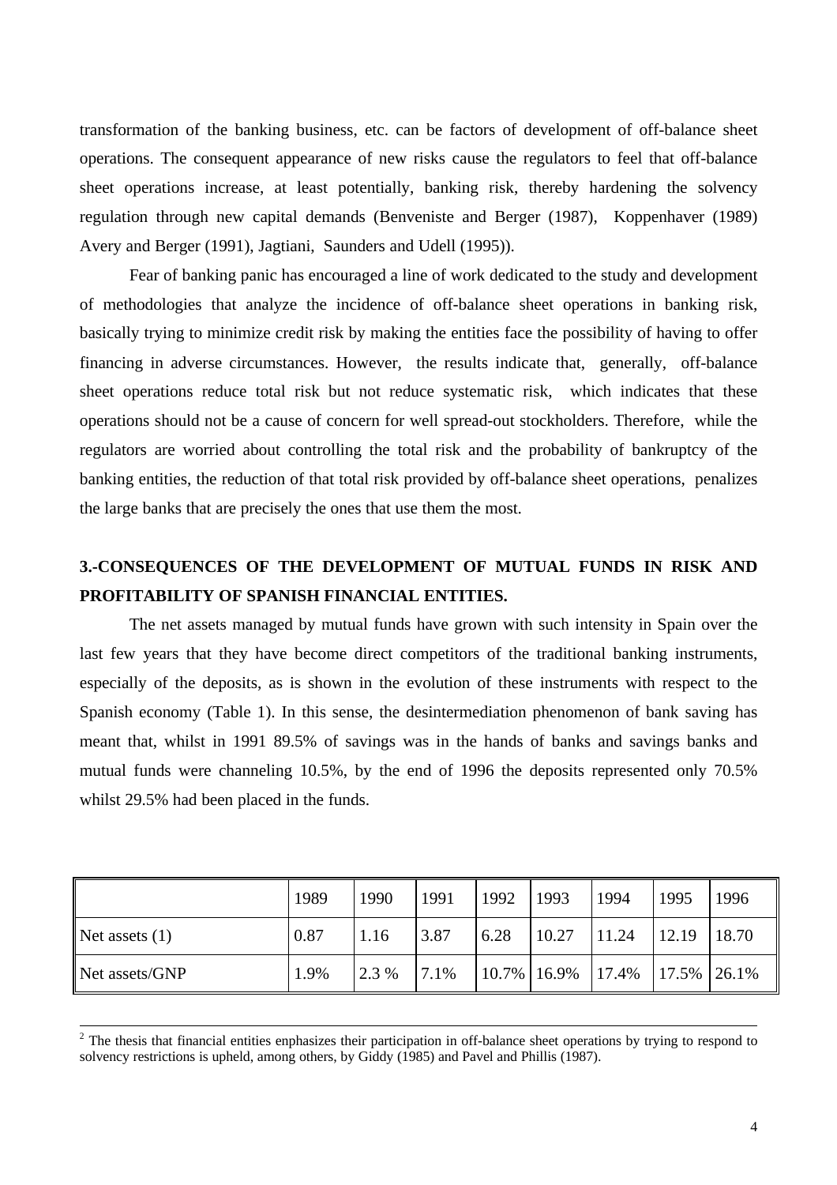transformation of the banking business, etc. can be factors of development of off-balance sheet operations. The consequent appearance of new risks cause the regulators to feel that off-balance sheet operations increase, at least potentially, banking risk, thereby hardening the solvency regulation through new capital demands (Benveniste and Berger (1987), Koppenhaver (1989) Avery and Berger (1991), Jagtiani, Saunders and Udell (1995)).

Fear of banking panic has encouraged a line of work dedicated to the study and development of methodologies that analyze the incidence of off-balance sheet operations in banking risk, basically trying to minimize credit risk by making the entities face the possibility of having to offer financing in adverse circumstances. However, the results indicate that, generally, off-balance sheet operations reduce total risk but not reduce systematic risk, which indicates that these operations should not be a cause of concern for well spread-out stockholders. Therefore, while the regulators are worried about controlling the total risk and the probability of bankruptcy of the banking entities, the reduction of that total risk provided by off-balance sheet operations, penalizes the large banks that are precisely the ones that use them the most.

## 3.-CONSEQUENCES OF THE DEVELOPMENT OF MUTUAL FUNDS IN RISK AND PROFITABILITY OF SPANISH FINANCIAL ENTITIES.

The net assets managed by mutual funds have grown with such intensity in Spain over the last few years that they have become direct competitors of the traditional banking instruments, especially of the deposits, as is shown in the evolution of these instruments with respect to the Spanish economy (Table 1). In this sense, the desintermediation phenomenon of bank saving has meant that, whilst in 1991 89.5% of savings was in the hands of banks and savings banks and mutual funds were channeling 10.5%, by the end of 1996 the deposits represented only 70.5% whilst 29.5% had been placed in the funds.

| | 1989 | 1990 | 1991 | 1992 | 1993 | 1994 | 1995 | 1996 |
|---|---|---|---|---|---|---|---|---|
| Net assets (1) | 0.87 | 1.16 | 3.87 | 6.28 | 10.27 | 11.24 | 12.19 | 18.70 |
| Net assets/GNP | 1.9% | 2.3 % | 7.1% | 10.7% | 16.9% | 17.4% | 17.5% | 26.1% |

[2] The thesis that financial entities enphasizes their participation in off-balance sheet operations by trying to respond to solvency restrictions is upheld, among others, by Giddy (1985) and Pavel and Phillis (1987).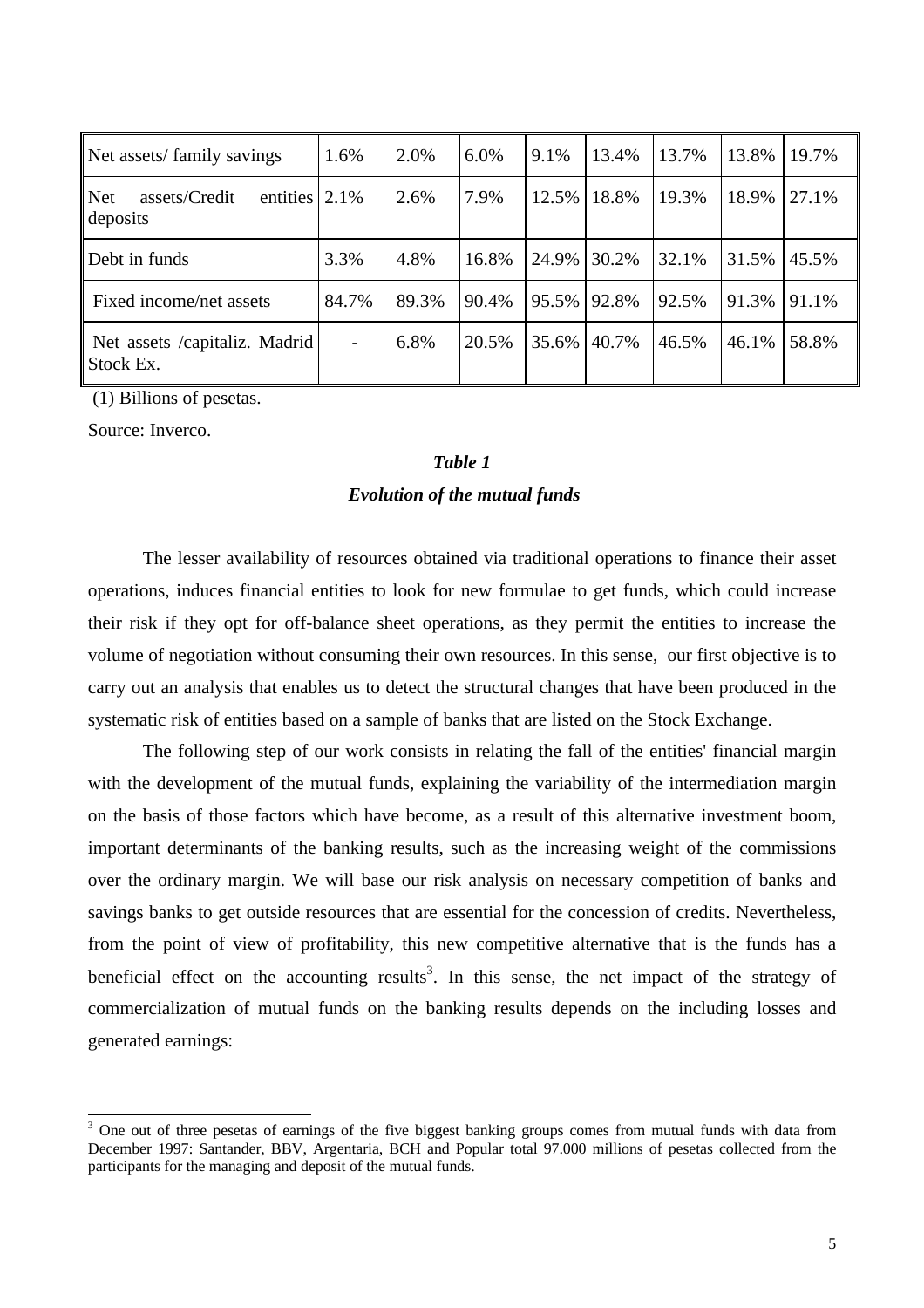| Net assets/ family savings | 1.6% | 2.0% | 6.0% | 9.1% | 13.4% | 13.7% | 13.8% | 19.7% |
|---|---|---|---|---|---|---|---|---|
| Net assets/Credit entities deposits | 2.1% | 2.6% | 7.9% | 12.5% | 18.8% | 19.3% | 18.9% | 27.1% |
| Debt in funds | 3.3% | 4.8% | 16.8% | 24.9% | 30.2% | 32.1% | 31.5% | 45.5% |
| Fixed income/net assets | 84.7% | 89.3% | 90.4% | 95.5% | 92.8% | 92.5% | 91.3% | 91.1% |
| Net assets /capitaliz. Madrid Stock Ex. | - | 6.8% | 20.5% | 35.6% | 40.7% | 46.5% | 46.1% | 58.8% |

(1) Billions of pesetas.

Source: Inverco.

***Table 1***

***Evolution of the mutual funds***

The lesser availability of resources obtained via traditional operations to finance their asset operations, induces financial entities to look for new formulae to get funds, which could increase their risk if they opt for off-balance sheet operations, as they permit the entities to increase the volume of negotiation without consuming their own resources. In this sense, our first objective is to carry out an analysis that enables us to detect the structural changes that have been produced in the systematic risk of entities based on a sample of banks that are listed on the Stock Exchange.

The following step of our work consists in relating the fall of the entities' financial margin with the development of the mutual funds, explaining the variability of the intermediation margin on the basis of those factors which have become, as a result of this alternative investment boom, important determinants of the banking results, such as the increasing weight of the commissions over the ordinary margin. We will base our risk analysis on necessary competition of banks and savings banks to get outside resources that are essential for the concession of credits. Nevertheless, from the point of view of profitability, this new competitive alternative that is the funds has a beneficial effect on the accounting results[3]. In this sense, the net impact of the strategy of commercialization of mutual funds on the banking results depends on the including losses and generated earnings:

[3] One out of three pesetas of earnings of the five biggest banking groups comes from mutual funds with data from December 1997: Santander, BBV, Argentaria, BCH and Popular total 97.000 millions of pesetas collected from the participants for the managing and deposit of the mutual funds.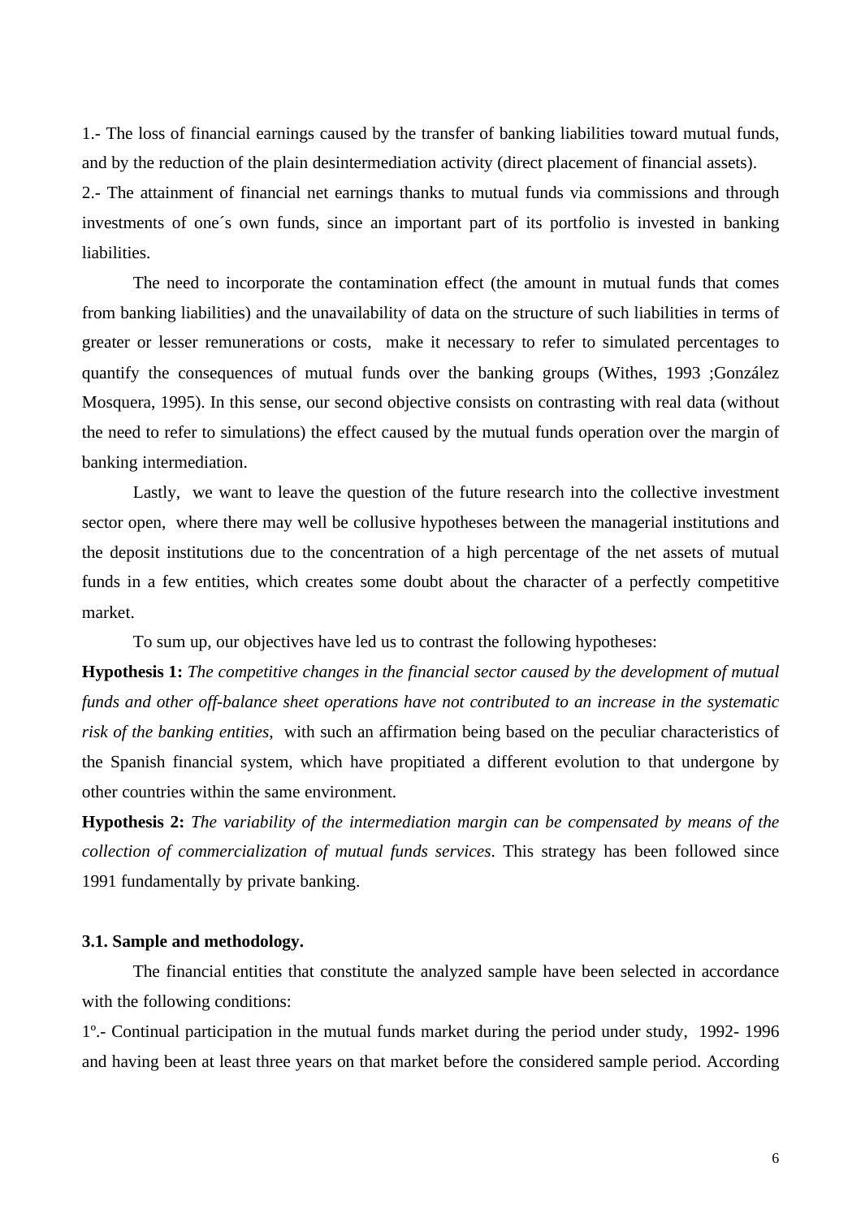1.- The loss of financial earnings caused by the transfer of banking liabilities toward mutual funds, and by the reduction of the plain desintermediation activity (direct placement of financial assets).

2.- The attainment of financial net earnings thanks to mutual funds via commissions and through investments of one´s own funds, since an important part of its portfolio is invested in banking liabilities.

The need to incorporate the contamination effect (the amount in mutual funds that comes from banking liabilities) and the unavailability of data on the structure of such liabilities in terms of greater or lesser remunerations or costs, make it necessary to refer to simulated percentages to quantify the consequences of mutual funds over the banking groups (Withes, 1993 ;González Mosquera, 1995). In this sense, our second objective consists on contrasting with real data (without the need to refer to simulations) the effect caused by the mutual funds operation over the margin of banking intermediation.

Lastly, we want to leave the question of the future research into the collective investment sector open, where there may well be collusive hypotheses between the managerial institutions and the deposit institutions due to the concentration of a high percentage of the net assets of mutual funds in a few entities, which creates some doubt about the character of a perfectly competitive market.

To sum up, our objectives have led us to contrast the following hypotheses:

**Hypothesis 1:** *The competitive changes in the financial sector caused by the development of mutual funds and other off-balance sheet operations have not contributed to an increase in the systematic risk of the banking entities*, with such an affirmation being based on the peculiar characteristics of the Spanish financial system, which have propitiated a different evolution to that undergone by other countries within the same environment.

**Hypothesis 2:** *The variability of the intermediation margin can be compensated by means of the collection of commercialization of mutual funds services*. This strategy has been followed since 1991 fundamentally by private banking.

### 3.1. Sample and methodology.

The financial entities that constitute the analyzed sample have been selected in accordance with the following conditions:

1º.- Continual participation in the mutual funds market during the period under study, 1992- 1996 and having been at least three years on that market before the considered sample period. According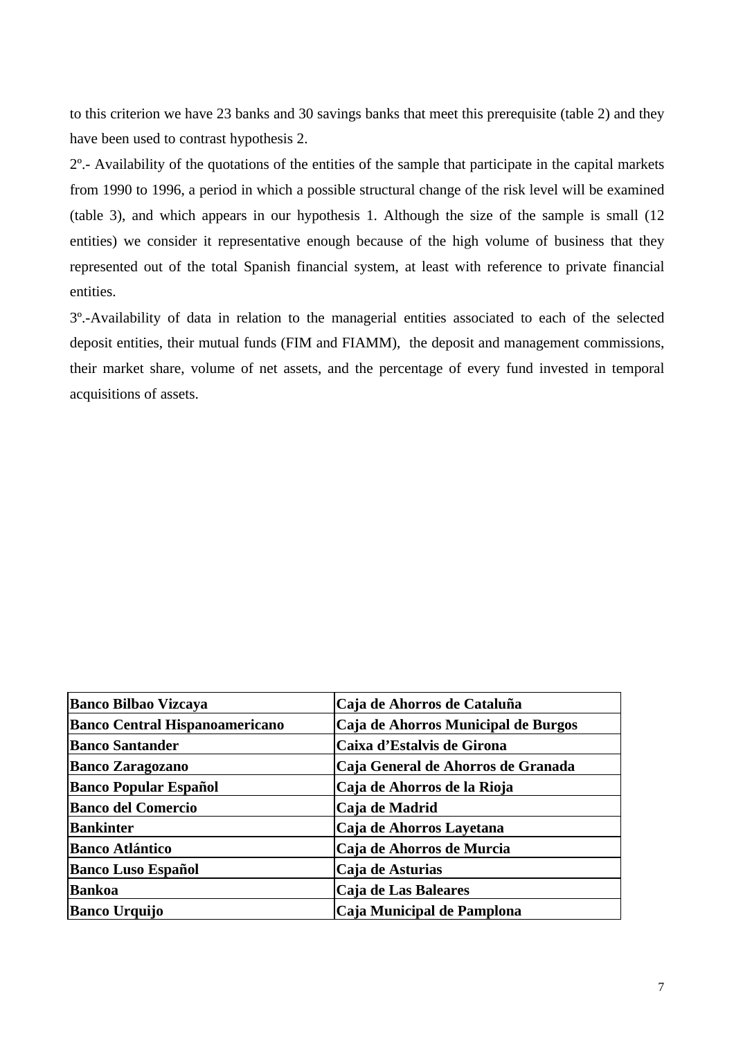to this criterion we have 23 banks and 30 savings banks that meet this prerequisite (table 2) and they have been used to contrast hypothesis 2.

2º.- Availability of the quotations of the entities of the sample that participate in the capital markets from 1990 to 1996, a period in which a possible structural change of the risk level will be examined (table 3), and which appears in our hypothesis 1. Although the size of the sample is small (12 entities) we consider it representative enough because of the high volume of business that they represented out of the total Spanish financial system, at least with reference to private financial entities.

3º.-Availability of data in relation to the managerial entities associated to each of the selected deposit entities, their mutual funds (FIM and FIAMM), the deposit and management commissions, their market share, volume of net assets, and the percentage of every fund invested in temporal acquisitions of assets.

| **Banco Bilbao Vizcaya** | **Caja de Ahorros de Cataluña** |
|---|---|
| **Banco Central Hispanoamericano** | **Caja de Ahorros Municipal de Burgos** |
| **Banco Santander** | **Caixa d'Estalvis de Girona** |
| **Banco Zaragozano** | **Caja General de Ahorros de Granada** |
| **Banco Popular Español** | **Caja de Ahorros de la Rioja** |
| **Banco del Comercio** | **Caja de Madrid** |
| **Bankinter** | **Caja de Ahorros Layetana** |
| **Banco Atlántico** | **Caja de Ahorros de Murcia** |
| **Banco Luso Español** | **Caja de Asturias** |
| **Bankoa** | **Caja de Las Baleares** |
| **Banco Urquijo** | **Caja Municipal de Pamplona** |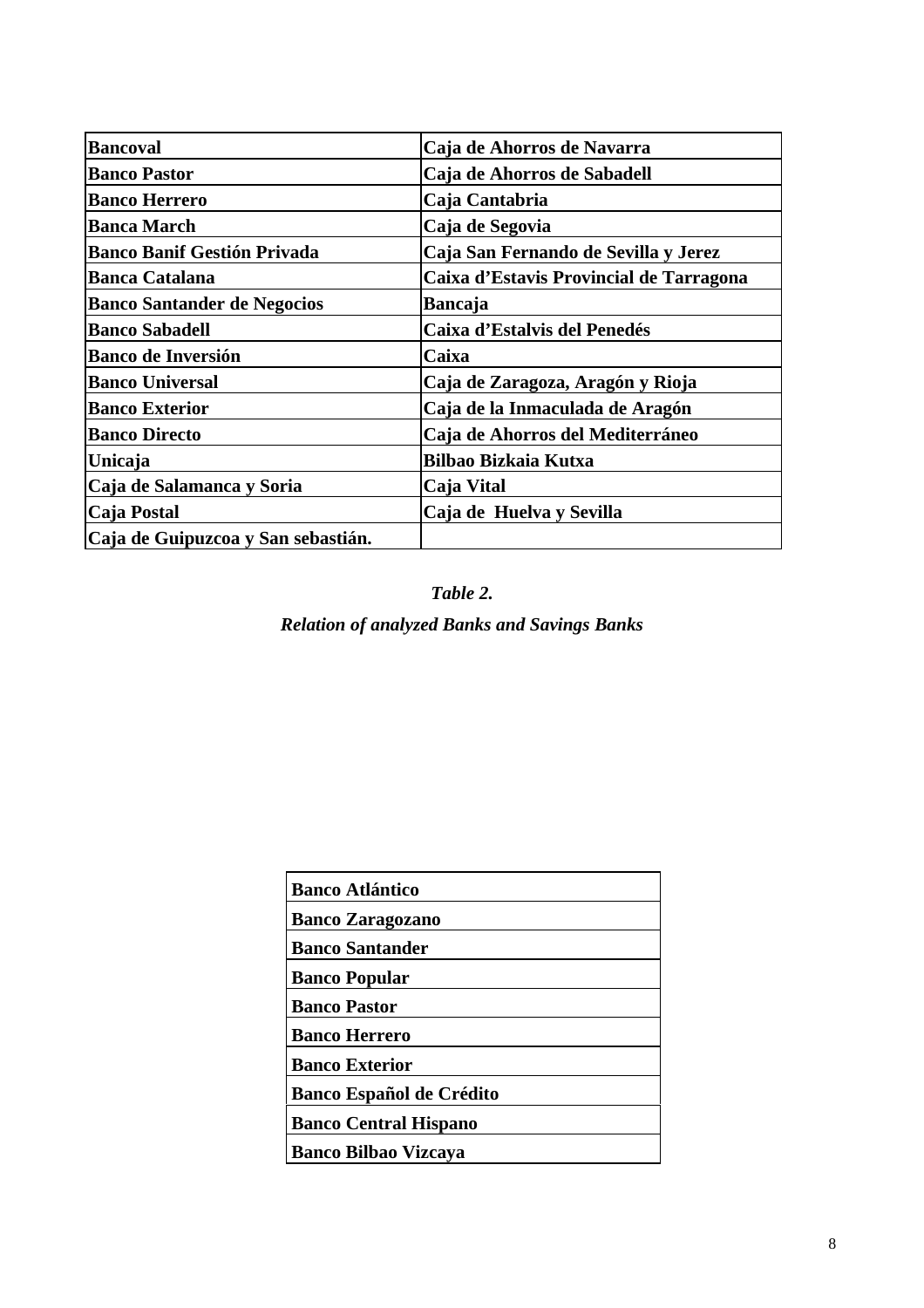| Bancoval | Caja de Ahorros de Navarra |
|---|---|
| Banco Pastor | Caja de Ahorros de Sabadell |
| Banco Herrero | Caja Cantabria |
| Banca March | Caja de Segovia |
| Banco Banif Gestión Privada | Caja San Fernando de Sevilla y Jerez |
| Banca Catalana | Caixa d'Estavis Provincial de Tarragona |
| Banco Santander de Negocios | Bancaja |
| Banco Sabadell | Caixa d'Estalvis del Penedés |
| Banco de Inversión | Caixa |
| Banco Universal | Caja de Zaragoza, Aragón y Rioja |
| Banco Exterior | Caja de la Inmaculada de Aragón |
| Banco Directo | Caja de Ahorros del Mediterráneo |
| Unicaja | Bilbao Bizkaia Kutxa |
| Caja de Salamanca y Soria | Caja Vital |
| Caja Postal | Caja de Huelva y Sevilla |
| Caja de Guipuzcoa y San sebastián. | |

*Table 2.*

*Relation of analyzed Banks and Savings Banks*

| Banco Atlántico |
|---|
| Banco Zaragozano |
| Banco Santander |
| Banco Popular |
| Banco Pastor |
| Banco Herrero |
| Banco Exterior |
| Banco Español de Crédito |
| Banco Central Hispano |
| Banco Bilbao Vizcaya |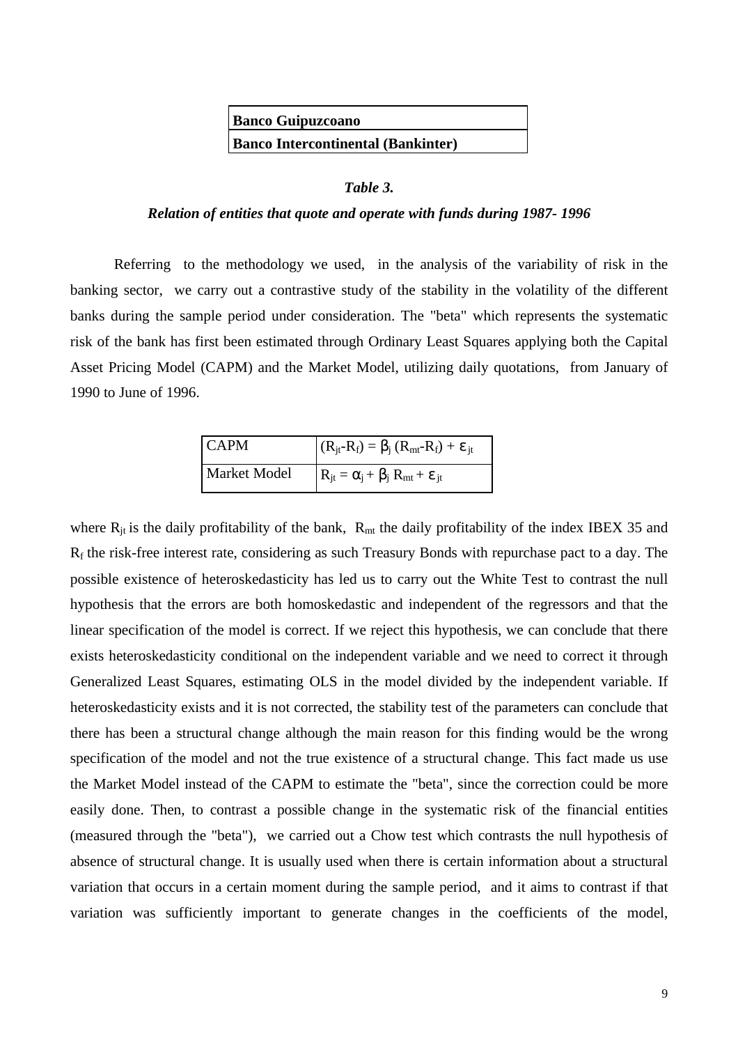| Banco Guipuzcoano |
|---|
| Banco Intercontinental (Bankinter) |

*Table 3.*

*Relation of entities that quote and operate with funds during 1987- 1996*

Referring to the methodology we used, in the analysis of the variability of risk in the banking sector, we carry out a contrastive study of the stability in the volatility of the different banks during the sample period under consideration. The "beta" which represents the systematic risk of the bank has first been estimated through Ordinary Least Squares applying both the Capital Asset Pricing Model (CAPM) and the Market Model, utilizing daily quotations, from January of 1990 to June of 1996.

| CAPM | $(R_{jt}-R_f) = \beta_j (R_{mt}-R_f) + \varepsilon_{jt}$ |
|---|---|
| Market Model | $R_{jt} = \alpha_j + \beta_j R_{mt} + \varepsilon_{jt}$ |

where $R_{jt}$ is the daily profitability of the bank, $R_{mt}$ the daily profitability of the index IBEX 35 and $R_f$ the risk-free interest rate, considering as such Treasury Bonds with repurchase pact to a day. The possible existence of heteroskedasticity has led us to carry out the White Test to contrast the null hypothesis that the errors are both homoskedastic and independent of the regressors and that the linear specification of the model is correct. If we reject this hypothesis, we can conclude that there exists heteroskedasticity conditional on the independent variable and we need to correct it through Generalized Least Squares, estimating OLS in the model divided by the independent variable. If heteroskedasticity exists and it is not corrected, the stability test of the parameters can conclude that there has been a structural change although the main reason for this finding would be the wrong specification of the model and not the true existence of a structural change. This fact made us use the Market Model instead of the CAPM to estimate the "beta", since the correction could be more easily done. Then, to contrast a possible change in the systematic risk of the financial entities (measured through the "beta"), we carried out a Chow test which contrasts the null hypothesis of absence of structural change. It is usually used when there is certain information about a structural variation that occurs in a certain moment during the sample period, and it aims to contrast if that variation was sufficiently important to generate changes in the coefficients of the model,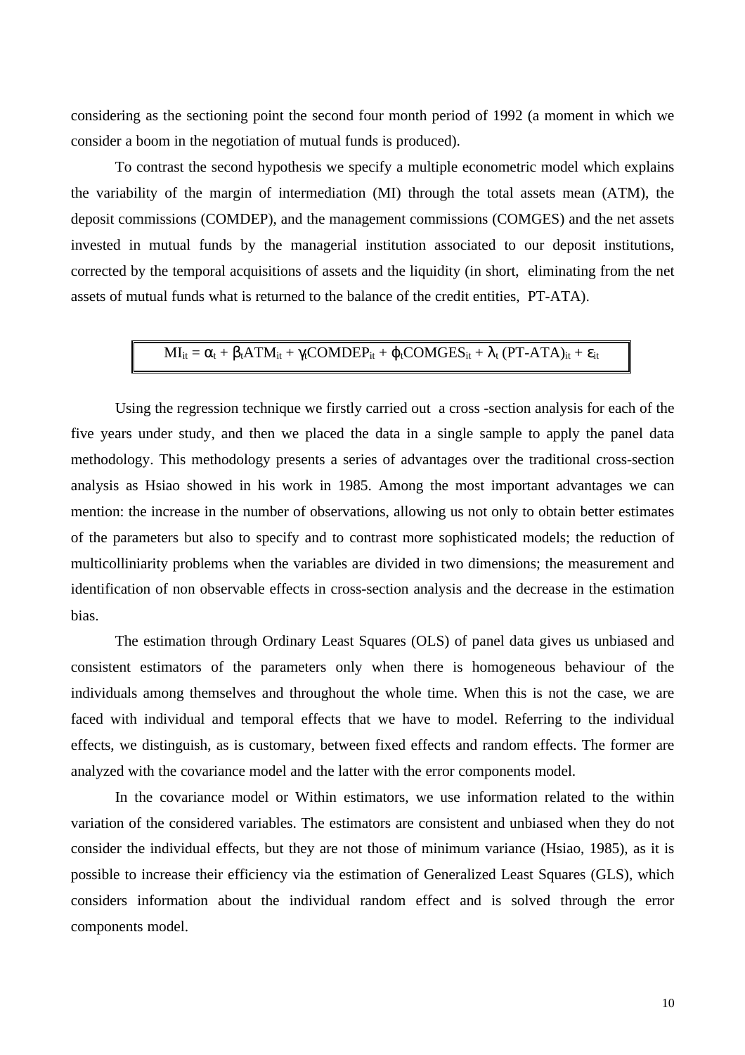considering as the sectioning point the second four month period of 1992 (a moment in which we consider a boom in the negotiation of mutual funds is produced).

To contrast the second hypothesis we specify a multiple econometric model which explains the variability of the margin of intermediation (MI) through the total assets mean (ATM), the deposit commissions (COMDEP), and the management commissions (COMGES) and the net assets invested in mutual funds by the managerial institution associated to our deposit institutions, corrected by the temporal acquisitions of assets and the liquidity (in short, eliminating from the net assets of mutual funds what is returned to the balance of the credit entities, PT-ATA).

$$MI_{it} = \alpha_t + \beta_t ATM_{it} + \gamma_t COMDEP_{it} + \phi_t COMGES_{it} + \lambda_t (PT\text{-}ATA)_{it} + \varepsilon_{it}$$

Using the regression technique we firstly carried out a cross -section analysis for each of the five years under study, and then we placed the data in a single sample to apply the panel data methodology. This methodology presents a series of advantages over the traditional cross-section analysis as Hsiao showed in his work in 1985. Among the most important advantages we can mention: the increase in the number of observations, allowing us not only to obtain better estimates of the parameters but also to specify and to contrast more sophisticated models; the reduction of multicolliniarity problems when the variables are divided in two dimensions; the measurement and identification of non observable effects in cross-section analysis and the decrease in the estimation bias.

The estimation through Ordinary Least Squares (OLS) of panel data gives us unbiased and consistent estimators of the parameters only when there is homogeneous behaviour of the individuals among themselves and throughout the whole time. When this is not the case, we are faced with individual and temporal effects that we have to model. Referring to the individual effects, we distinguish, as is customary, between fixed effects and random effects. The former are analyzed with the covariance model and the latter with the error components model.

In the covariance model or Within estimators, we use information related to the within variation of the considered variables. The estimators are consistent and unbiased when they do not consider the individual effects, but they are not those of minimum variance (Hsiao, 1985), as it is possible to increase their efficiency via the estimation of Generalized Least Squares (GLS), which considers information about the individual random effect and is solved through the error components model.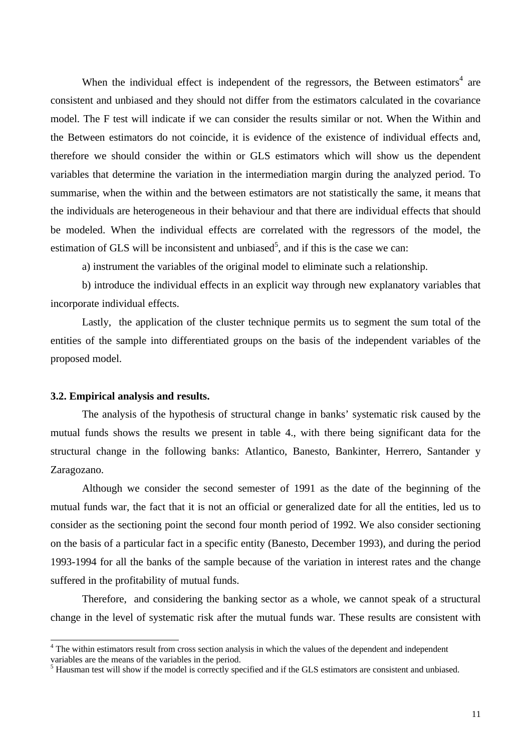When the individual effect is independent of the regressors, the Between estimators[4] are consistent and unbiased and they should not differ from the estimators calculated in the covariance model. The F test will indicate if we can consider the results similar or not. When the Within and the Between estimators do not coincide, it is evidence of the existence of individual effects and, therefore we should consider the within or GLS estimators which will show us the dependent variables that determine the variation in the intermediation margin during the analyzed period. To summarise, when the within and the between estimators are not statistically the same, it means that the individuals are heterogeneous in their behaviour and that there are individual effects that should be modeled. When the individual effects are correlated with the regressors of the model, the estimation of GLS will be inconsistent and unbiased[5], and if this is the case we can:

a) instrument the variables of the original model to eliminate such a relationship.

b) introduce the individual effects in an explicit way through new explanatory variables that incorporate individual effects.

Lastly, the application of the cluster technique permits us to segment the sum total of the entities of the sample into differentiated groups on the basis of the independent variables of the proposed model.

### 3.2. Empirical analysis and results.

The analysis of the hypothesis of structural change in banks' systematic risk caused by the mutual funds shows the results we present in table 4., with there being significant data for the structural change in the following banks: Atlantico, Banesto, Bankinter, Herrero, Santander y Zaragozano.

Although we consider the second semester of 1991 as the date of the beginning of the mutual funds war, the fact that it is not an official or generalized date for all the entities, led us to consider as the sectioning point the second four month period of 1992. We also consider sectioning on the basis of a particular fact in a specific entity (Banesto, December 1993), and during the period 1993-1994 for all the banks of the sample because of the variation in interest rates and the change suffered in the profitability of mutual funds.

Therefore, and considering the banking sector as a whole, we cannot speak of a structural change in the level of systematic risk after the mutual funds war. These results are consistent with

---

[4] The within estimators result from cross section analysis in which the values of the dependent and independent variables are the means of the variables in the period.

[5] Hausman test will show if the model is correctly specified and if the GLS estimators are consistent and unbiased.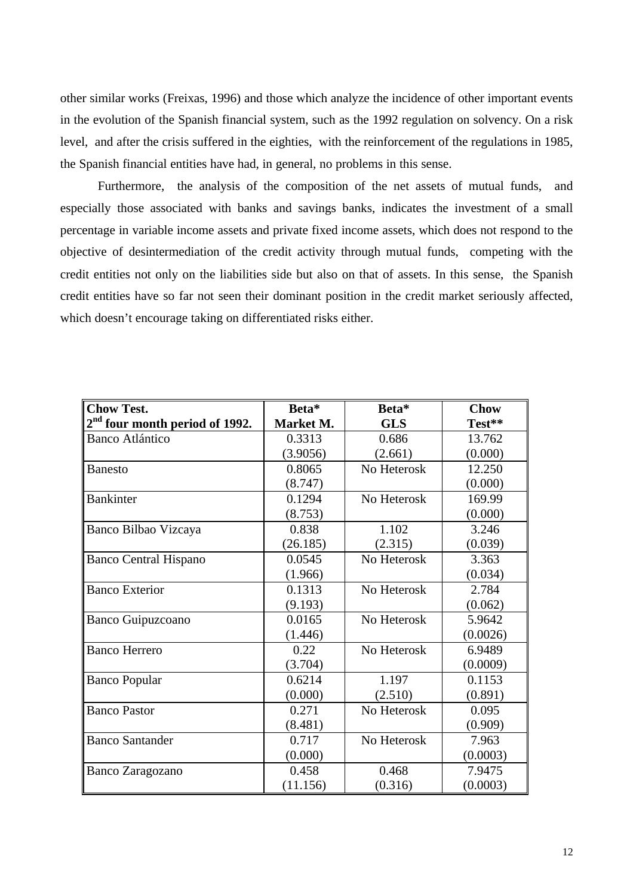other similar works (Freixas, 1996) and those which analyze the incidence of other important events in the evolution of the Spanish financial system, such as the 1992 regulation on solvency. On a risk level, and after the crisis suffered in the eighties, with the reinforcement of the regulations in 1985, the Spanish financial entities have had, in general, no problems in this sense.

Furthermore, the analysis of the composition of the net assets of mutual funds, and especially those associated with banks and savings banks, indicates the investment of a small percentage in variable income assets and private fixed income assets, which does not respond to the objective of desintermediation of the credit activity through mutual funds, competing with the credit entities not only on the liabilities side but also on that of assets. In this sense, the Spanish credit entities have so far not seen their dominant position in the credit market seriously affected, which doesn't encourage taking on differentiated risks either.

| **Chow Test. 2nd four month period of 1992.** | **Beta* Market M.** | **Beta* GLS** | **Chow Test**** |
|---|---|---|---|
| Banco Atlántico | 0.3313 (3.9056) | 0.686 (2.661) | 13.762 (0.000) |
| Banesto | 0.8065 (8.747) | No Heterosk | 12.250 (0.000) |
| Bankinter | 0.1294 (8.753) | No Heterosk | 169.99 (0.000) |
| Banco Bilbao Vizcaya | 0.838 (26.185) | 1.102 (2.315) | 3.246 (0.039) |
| Banco Central Hispano | 0.0545 (1.966) | No Heterosk | 3.363 (0.034) |
| Banco Exterior | 0.1313 (9.193) | No Heterosk | 2.784 (0.062) |
| Banco Guipuzcoano | 0.0165 (1.446) | No Heterosk | 5.9642 (0.0026) |
| Banco Herrero | 0.22 (3.704) | No Heterosk | 6.9489 (0.0009) |
| Banco Popular | 0.6214 (0.000) | 1.197 (2.510) | 0.1153 (0.891) |
| Banco Pastor | 0.271 (8.481) | No Heterosk | 0.095 (0.909) |
| Banco Santander | 0.717 (0.000) | No Heterosk | 7.963 (0.0003) |
| Banco Zaragozano | 0.458 (11.156) | 0.468 (0.316) | 7.9475 (0.0003) |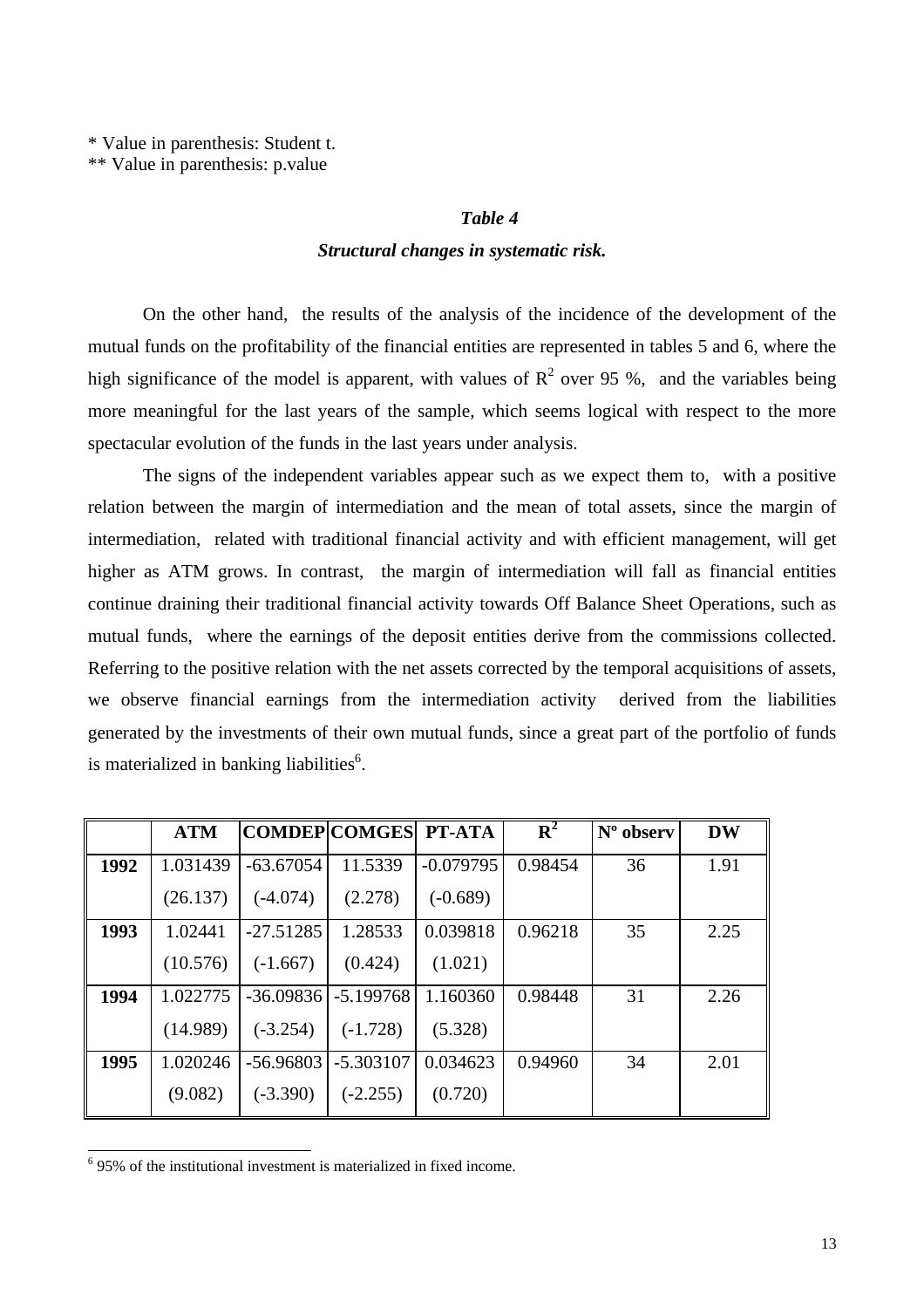* Value in parenthesis: Student t.
** Value in parenthesis: p.value

***Table 4***

***Structural changes in systematic risk.***

On the other hand, the results of the analysis of the incidence of the development of the mutual funds on the profitability of the financial entities are represented in tables 5 and 6, where the high significance of the model is apparent, with values of $R^2$ over 95 %, and the variables being more meaningful for the last years of the sample, which seems logical with respect to the more spectacular evolution of the funds in the last years under analysis.

The signs of the independent variables appear such as we expect them to, with a positive relation between the margin of intermediation and the mean of total assets, since the margin of intermediation, related with traditional financial activity and with efficient management, will get higher as ATM grows. In contrast, the margin of intermediation will fall as financial entities continue draining their traditional financial activity towards Off Balance Sheet Operations, such as mutual funds, where the earnings of the deposit entities derive from the commissions collected. Referring to the positive relation with the net assets corrected by the temporal acquisitions of assets, we observe financial earnings from the intermediation activity derived from the liabilities generated by the investments of their own mutual funds, since a great part of the portfolio of funds is materialized in banking liabilities[6].

| | **ATM** | **COMDEP** | **COMGES** | **PT-ATA** | **$R^2$** | **Nº observ** | **DW** |
|---|---|---|---|---|---|---|---|
| **1992** | 1.031439 | -63.67054 | 11.5339 | -0.079795 | 0.98454 | 36 | 1.91 |
| | (26.137) | (-4.074) | (2.278) | (-0.689) | | | |
| **1993** | 1.02441 | -27.51285 | 1.28533 | 0.039818 | 0.96218 | 35 | 2.25 |
| | (10.576) | (-1.667) | (0.424) | (1.021) | | | |
| **1994** | 1.022775 | -36.09836 | -5.199768 | 1.160360 | 0.98448 | 31 | 2.26 |
| | (14.989) | (-3.254) | (-1.728) | (5.328) | | | |
| **1995** | 1.020246 | -56.96803 | -5.303107 | 0.034623 | 0.94960 | 34 | 2.01 |
| | (9.082) | (-3.390) | (-2.255) | (0.720) | | | |

[6] 95% of the institutional investment is materialized in fixed income.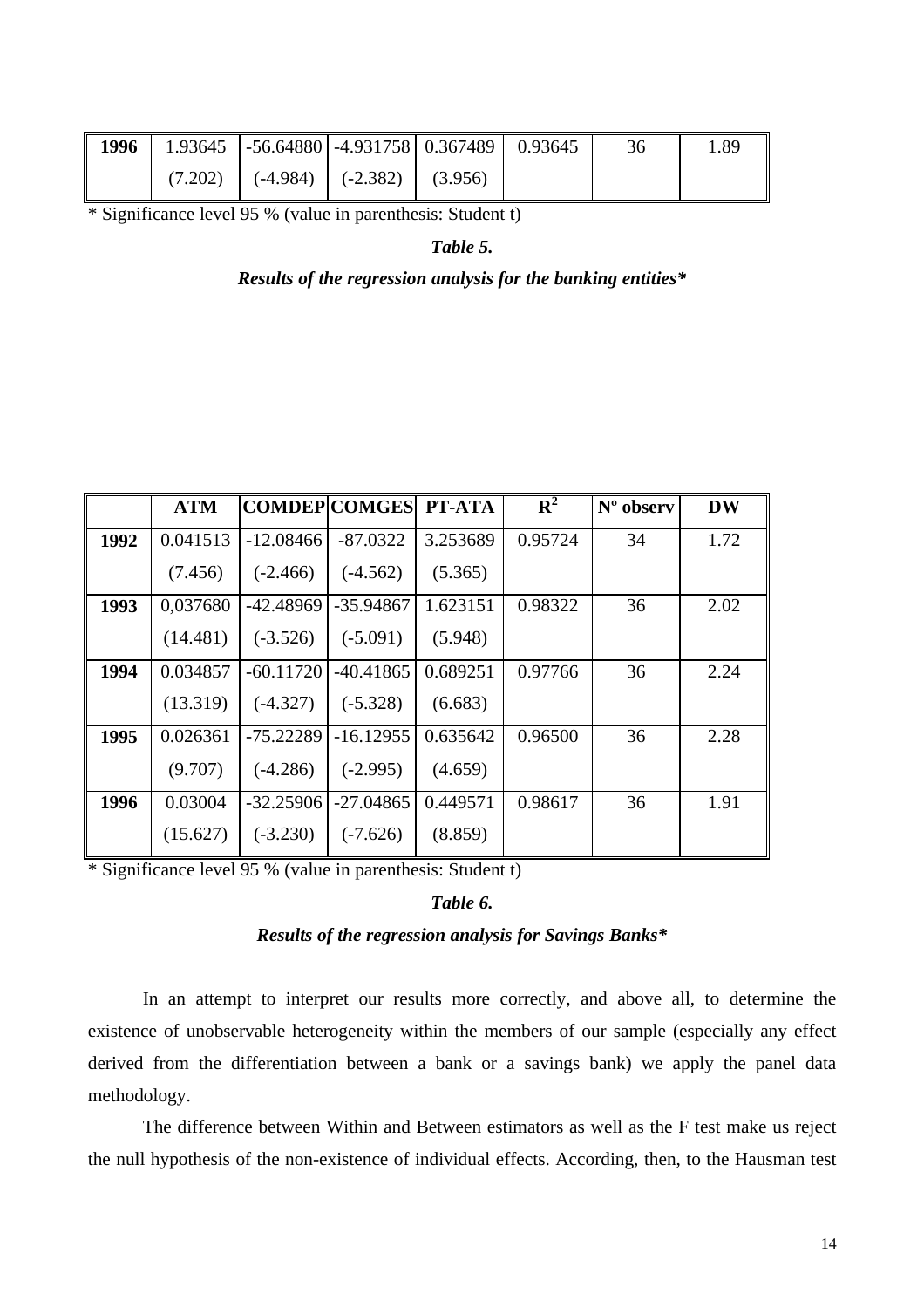| 1996 | 1.93645 | -56.64880 | -4.931758 | 0.367489 | 0.93645 | 36 | 1.89 |
|---|---|---|---|---|---|---|---|
| | (7.202) | (-4.984) | (-2.382) | (3.956) | | | |

* Significance level 95 % (value in parenthesis: Student t)

***Table 5.***

***Results of the regression analysis for the banking entities****

| | ATM | COMDEP | COMGES | PT-ATA | $R^2$ | Nº observ | DW |
|---|---|---|---|---|---|---|---|
| **1992** | 0.041513 | -12.08466 | -87.0322 | 3.253689 | 0.95724 | 34 | 1.72 |
| | (7.456) | (-2.466) | (-4.562) | (5.365) | | | |
| **1993** | 0,037680 | -42.48969 | -35.94867 | 1.623151 | 0.98322 | 36 | 2.02 |
| | (14.481) | (-3.526) | (-5.091) | (5.948) | | | |
| **1994** | 0.034857 | -60.11720 | -40.41865 | 0.689251 | 0.97766 | 36 | 2.24 |
| | (13.319) | (-4.327) | (-5.328) | (6.683) | | | |
| **1995** | 0.026361 | -75.22289 | -16.12955 | 0.635642 | 0.96500 | 36 | 2.28 |
| | (9.707) | (-4.286) | (-2.995) | (4.659) | | | |
| **1996** | 0.03004 | -32.25906 | -27.04865 | 0.449571 | 0.98617 | 36 | 1.91 |
| | (15.627) | (-3.230) | (-7.626) | (8.859) | | | |

* Significance level 95 % (value in parenthesis: Student t)

***Table 6.***

***Results of the regression analysis for Savings Banks****

In an attempt to interpret our results more correctly, and above all, to determine the existence of unobservable heterogeneity within the members of our sample (especially any effect derived from the differentiation between a bank or a savings bank) we apply the panel data methodology.

The difference between Within and Between estimators as well as the F test make us reject the null hypothesis of the non-existence of individual effects. According, then, to the Hausman test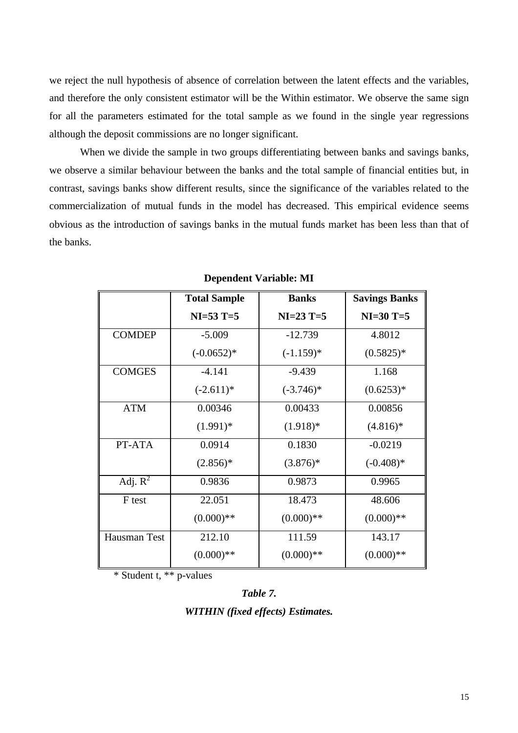we reject the null hypothesis of absence of correlation between the latent effects and the variables, and therefore the only consistent estimator will be the Within estimator. We observe the same sign for all the parameters estimated for the total sample as we found in the single year regressions although the deposit commissions are no longer significant.

When we divide the sample in two groups differentiating between banks and savings banks, we observe a similar behaviour between the banks and the total sample of financial entities but, in contrast, savings banks show different results, since the significance of the variables related to the commercialization of mutual funds in the model has decreased. This empirical evidence seems obvious as the introduction of savings banks in the mutual funds market has been less than that of the banks.

**Dependent Variable: MI**

| | **Total Sample NI=53 T=5** | **Banks NI=23 T=5** | **Savings Banks NI=30 T=5** |
|---|---|---|---|
| COMDEP | -5.009 (-0.0652)* | -12.739 (-1.159)* | 4.8012 (0.5825)* |
| COMGES | -4.141 (-2.611)* | -9.439 (-3.746)* | 1.168 (0.6253)* |
| ATM | 0.00346 (1.991)* | 0.00433 (1.918)* | 0.00856 (4.816)* |
| PT-ATA | 0.0914 (2.856)* | 0.1830 (3.876)* | -0.0219 (-0.408)* |
| Adj. $R^2$ | 0.9836 | 0.9873 | 0.9965 |
| F test | 22.051 (0.000)** | 18.473 (0.000)** | 48.606 (0.000)** |
| Hausman Test | 212.10 (0.000)** | 111.59 (0.000)** | 143.17 (0.000)** |

\* Student t, ** p-values

***Table 7.***

***WITHIN (fixed effects) Estimates.***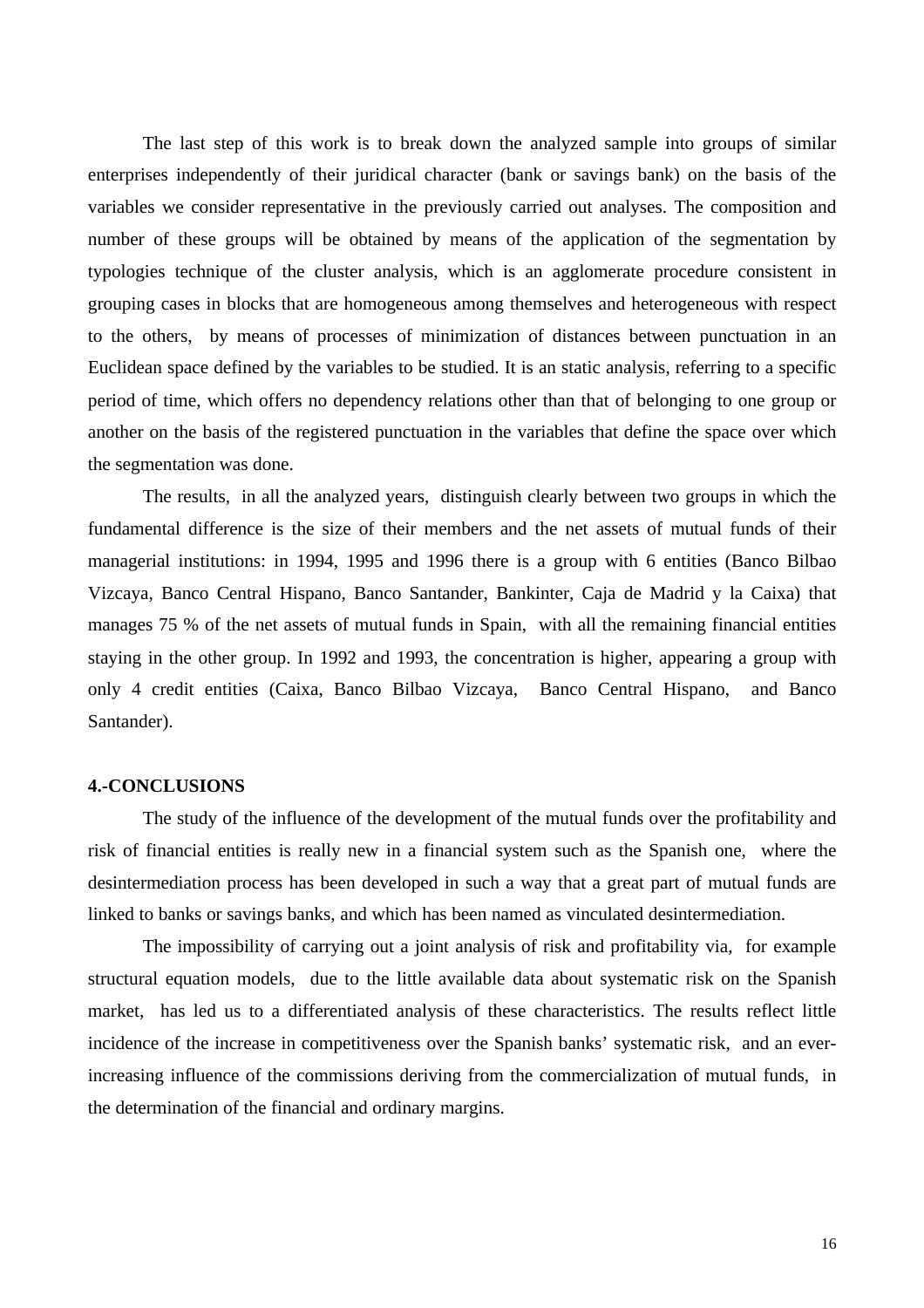The last step of this work is to break down the analyzed sample into groups of similar enterprises independently of their juridical character (bank or savings bank) on the basis of the variables we consider representative in the previously carried out analyses. The composition and number of these groups will be obtained by means of the application of the segmentation by typologies technique of the cluster analysis, which is an agglomerate procedure consistent in grouping cases in blocks that are homogeneous among themselves and heterogeneous with respect to the others, by means of processes of minimization of distances between punctuation in an Euclidean space defined by the variables to be studied. It is an static analysis, referring to a specific period of time, which offers no dependency relations other than that of belonging to one group or another on the basis of the registered punctuation in the variables that define the space over which the segmentation was done.

The results, in all the analyzed years, distinguish clearly between two groups in which the fundamental difference is the size of their members and the net assets of mutual funds of their managerial institutions: in 1994, 1995 and 1996 there is a group with 6 entities (Banco Bilbao Vizcaya, Banco Central Hispano, Banco Santander, Bankinter, Caja de Madrid y la Caixa) that manages 75 % of the net assets of mutual funds in Spain, with all the remaining financial entities staying in the other group. In 1992 and 1993, the concentration is higher, appearing a group with only 4 credit entities (Caixa, Banco Bilbao Vizcaya, Banco Central Hispano, and Banco Santander).

**4.-CONCLUSIONS**

The study of the influence of the development of the mutual funds over the profitability and risk of financial entities is really new in a financial system such as the Spanish one, where the desintermediation process has been developed in such a way that a great part of mutual funds are linked to banks or savings banks, and which has been named as vinculated desintermediation.

The impossibility of carrying out a joint analysis of risk and profitability via, for example structural equation models, due to the little available data about systematic risk on the Spanish market, has led us to a differentiated analysis of these characteristics. The results reflect little incidence of the increase in competitiveness over the Spanish banks' systematic risk, and an ever-increasing influence of the commissions deriving from the commercialization of mutual funds, in the determination of the financial and ordinary margins.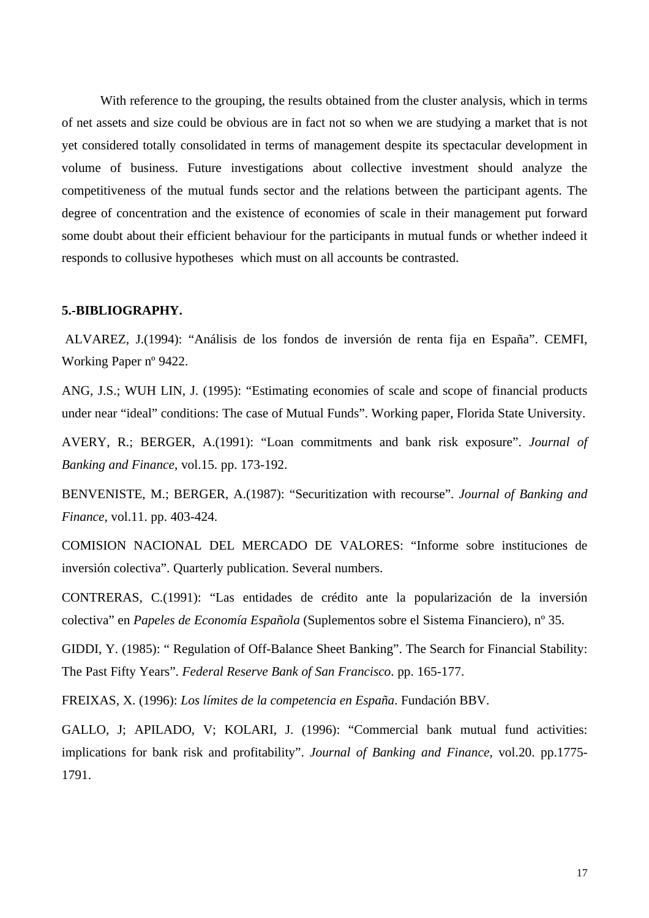With reference to the grouping, the results obtained from the cluster analysis, which in terms of net assets and size could be obvious are in fact not so when we are studying a market that is not yet considered totally consolidated in terms of management despite its spectacular development in volume of business. Future investigations about collective investment should analyze the competitiveness of the mutual funds sector and the relations between the participant agents. The degree of concentration and the existence of economies of scale in their management put forward some doubt about their efficient behaviour for the participants in mutual funds or whether indeed it responds to collusive hypotheses which must on all accounts be contrasted.

## 5.-BIBLIOGRAPHY.

ALVAREZ, J.(1994): "Análisis de los fondos de inversión de renta fija en España". CEMFI, Working Paper nº 9422.

ANG, J.S.; WUH LIN, J. (1995): "Estimating economies of scale and scope of financial products under near "ideal" conditions: The case of Mutual Funds". Working paper, Florida State University.

AVERY, R.; BERGER, A.(1991): "Loan commitments and bank risk exposure". *Journal of Banking and Finance*, vol.15. pp. 173-192.

BENVENISTE, M.; BERGER, A.(1987): "Securitization with recourse". *Journal of Banking and Finance*, vol.11. pp. 403-424.

COMISION NACIONAL DEL MERCADO DE VALORES: "Informe sobre instituciones de inversión colectiva". Quarterly publication. Several numbers.

CONTRERAS, C.(1991): "Las entidades de crédito ante la popularización de la inversión colectiva" en *Papeles de Economía Española* (Suplementos sobre el Sistema Financiero), nº 35.

GIDDI, Y. (1985): " Regulation of Off-Balance Sheet Banking". The Search for Financial Stability: The Past Fifty Years". *Federal Reserve Bank of San Francisco*. pp. 165-177.

FREIXAS, X. (1996): *Los límites de la competencia en España*. Fundación BBV.

GALLO, J; APILADO, V; KOLARI, J. (1996): "Commercial bank mutual fund activities: implications for bank risk and profitability". *Journal of Banking and Finance*, vol.20. pp.1775-1791.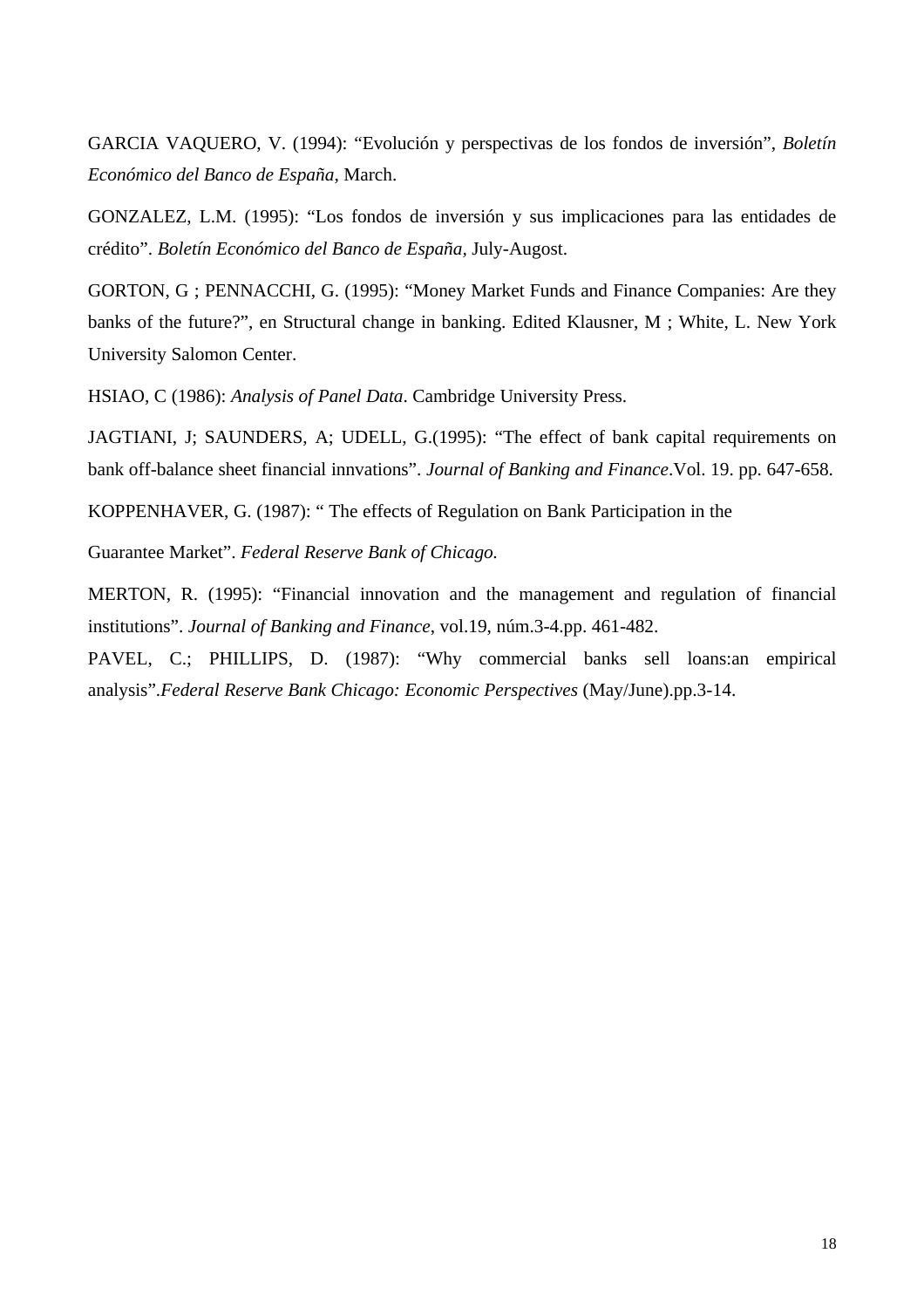GARCIA VAQUERO, V. (1994): “Evolución y perspectivas de los fondos de inversión”, *Boletín Económico del Banco de España*, March.

GONZALEZ, L.M. (1995): “Los fondos de inversión y sus implicaciones para las entidades de crédito”. *Boletín Económico del Banco de España*, July-Augost.

GORTON, G ; PENNACCHI, G. (1995): “Money Market Funds and Finance Companies: Are they banks of the future?”, en Structural change in banking. Edited Klausner, M ; White, L. New York University Salomon Center.

HSIAO, C (1986): *Analysis of Panel Data*. Cambridge University Press.

JAGTIANI, J; SAUNDERS, A; UDELL, G.(1995): “The effect of bank capital requirements on bank off-balance sheet financial innvations”. *Journal of Banking and Finance*.Vol. 19. pp. 647-658.

KOPPENHAVER, G. (1987): “ The effects of Regulation on Bank Participation in the

Guarantee Market”. *Federal Reserve Bank of Chicago.*

MERTON, R. (1995): “Financial innovation and the management and regulation of financial institutions”. *Journal of Banking and Finance*, vol.19, núm.3-4.pp. 461-482.

PAVEL, C.; PHILLIPS, D. (1987): “Why commercial banks sell loans:an empirical analysis”.*Federal Reserve Bank Chicago: Economic Perspectives* (May/June).pp.3-14.